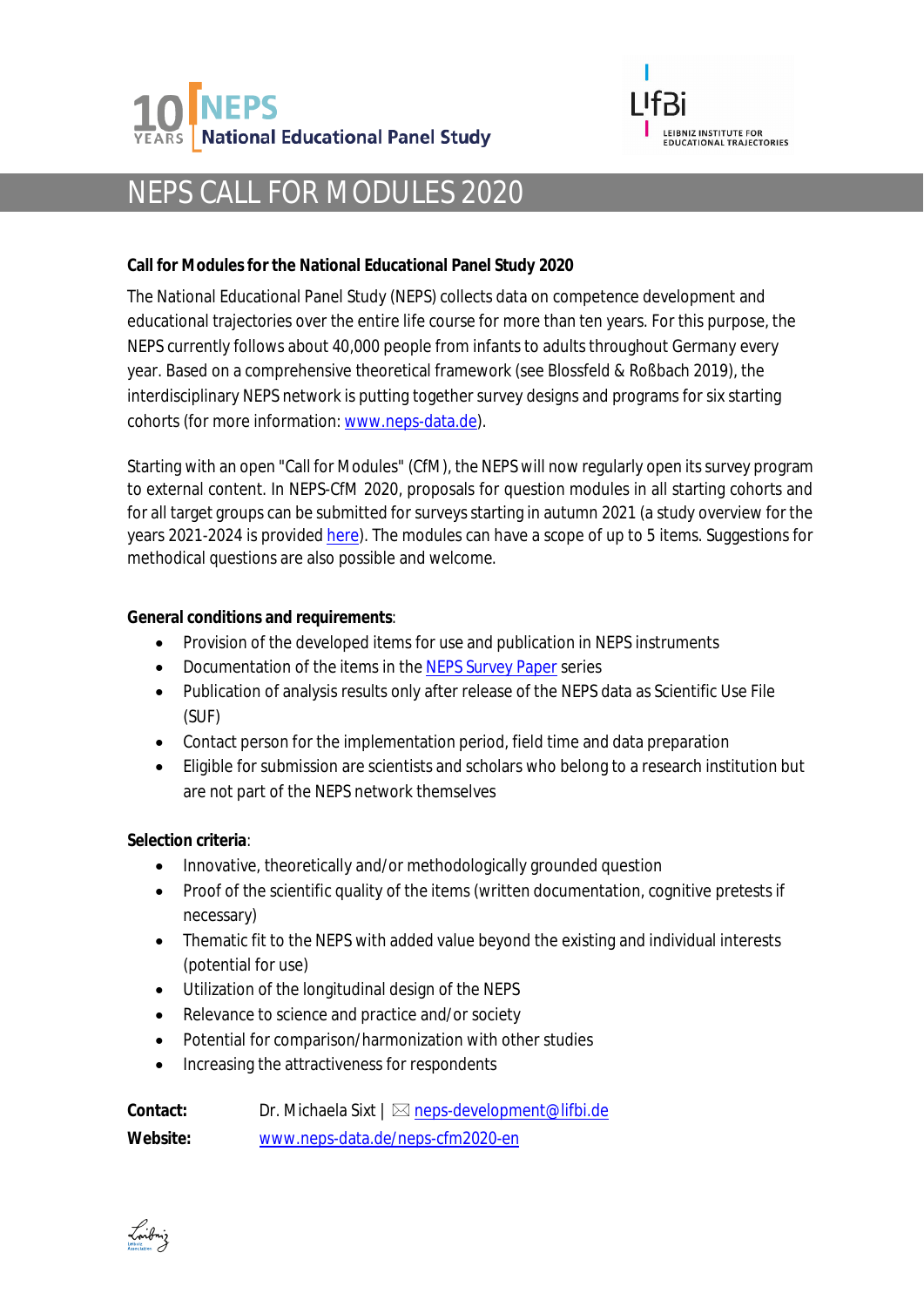# NEPS CALL FOR MODULES 2020

**Call for Modules for the National Educational Panel Study 2020**

The National Educational Panel Study (NEPS) collects data on competence development and educational trajectories over the entire life course for more than ten years. For this purpose, the NEPS currently follows about 40,000 people from infants to adults throughout Germany every year. Based on a comprehensive theoretical framework (see Blossfeld & Roßbach 2019), the interdisciplinary NEPS network is putting together survey designs and programs for six starting cohorts (for more information: [www.neps-data.de](www.neps-data.de)).

Starting with an open "Call for Modules" (CfM), the NEPS will now regularly open its survey program to external content. In NEPS-CfM 2020, proposals for question modules in all starting cohorts and for all target groups can be submitted for surveys starting in autumn 2021 (a study overview for the years 2021-2024 is provided here). The modules can have a scope of up to 5 items. Suggestions for methodical questions are also possible and welcome.

**General conditions and requirements**:

- Provision of the developed items for use and publication in NEPS instruments
- Documentation of the items in the NEPS Survey Paper series
- Publication of analysis results only after release of the NEPS data as Scientific Use File (SUF)
- Contact person for the implementation period, field time and data preparation
- Eligible for submission are scientists and scholars who belong to a research institution but are not part of the NEPS network themselves

**Selection criteria**:

- Innovative, theoretically and/or methodologically grounded question
- Proof of the scientific quality of the items (written documentation, cognitive pretests if necessary)
- Thematic fit to the NEPS with added value beyond the existing and individual interests (potential for use)
- Utilization of the longitudinal design of the NEPS
- Relevance to science and practice and/or society
- Potential for comparison/harmonization with other studies
- Increasing the attractiveness for respondents

**Contact:** Dr. Michaela Sixt | ✉ neps-development@lifbi.de

**Website:** www.neps-data.de/neps-cfm2020-en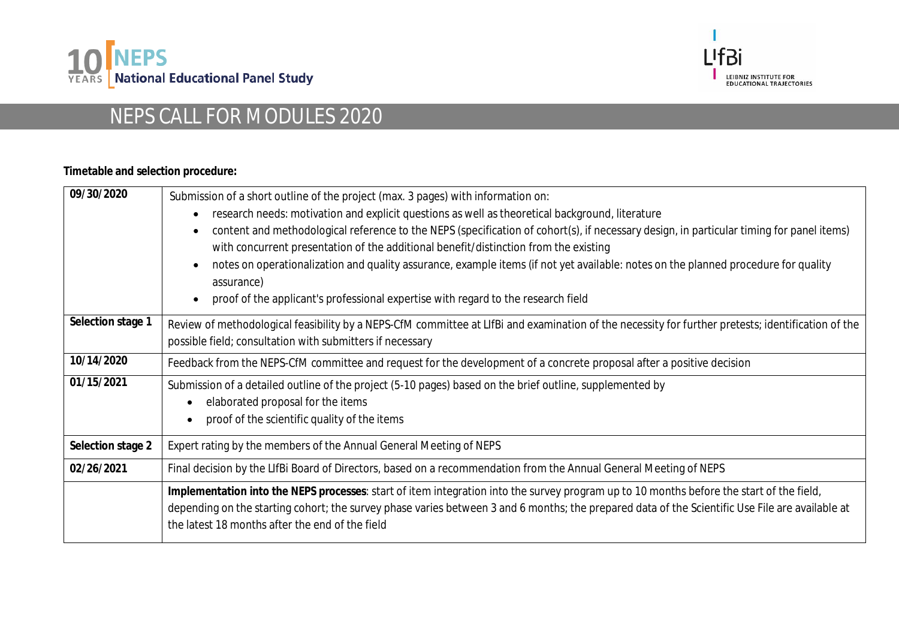# NEPS CALL FOR MODULES 2020

**Timetable and selection procedure:**

| | |
|---|---|
| **09/30/2020** | Submission of a short outline of the project (max. 3 pages) with information on:<br>• research needs: motivation and explicit questions as well as theoretical background, literature<br>• content and methodological reference to the NEPS (specification of cohort(s), if necessary design, in particular timing for panel items) with concurrent presentation of the additional benefit/distinction from the existing<br>• notes on operationalization and quality assurance, example items (if not yet available: notes on the planned procedure for quality assurance)<br>• proof of the applicant's professional expertise with regard to the research field |
| **Selection stage 1** | Review of methodological feasibility by a NEPS-CfM committee at LIfBi and examination of the necessity for further pretests; identification of the possible field; consultation with submitters if necessary |
| **10/14/2020** | Feedback from the NEPS-CfM committee and request for the development of a concrete proposal after a positive decision |
| **01/15/2021** | Submission of a detailed outline of the project (5-10 pages) based on the brief outline, supplemented by<br>• elaborated proposal for the items<br>• proof of the scientific quality of the items |
| **Selection stage 2** | Expert rating by the members of the Annual General Meeting of NEPS |
| **02/26/2021** | Final decision by the LIfBi Board of Directors, based on a recommendation from the Annual General Meeting of NEPS |
| | **Implementation into the NEPS processes**: start of item integration into the survey program up to 10 months before the start of the field, depending on the starting cohort; the survey phase varies between 3 and 6 months; the prepared data of the Scientific Use File are available at the latest 18 months after the end of the field |